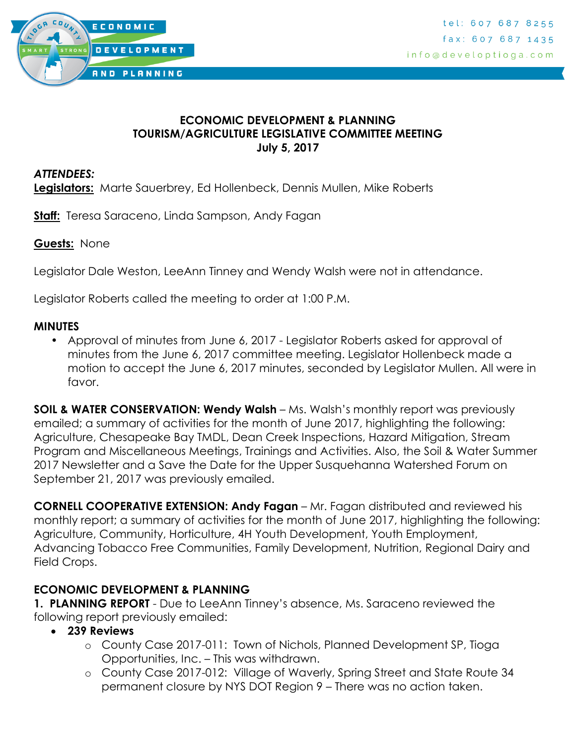ECONOMIC DEVELOPMENT AND PLANNING

tel: 607 687 8255
fax: 607 687 1435
info@developtioga.com

# ECONOMIC DEVELOPMENT & PLANNING
# TOURISM/AGRICULTURE LEGISLATIVE COMMITTEE MEETING
# July 5, 2017

***ATTENDEES:***

**Legislators:** Marte Sauerbrey, Ed Hollenbeck, Dennis Mullen, Mike Roberts

**Staff:** Teresa Saraceno, Linda Sampson, Andy Fagan

**Guests:** None

Legislator Dale Weston, LeeAnn Tinney and Wendy Walsh were not in attendance.

Legislator Roberts called the meeting to order at 1:00 P.M.

**MINUTES**

- Approval of minutes from June 6, 2017 - Legislator Roberts asked for approval of minutes from the June 6, 2017 committee meeting. Legislator Hollenbeck made a motion to accept the June 6, 2017 minutes, seconded by Legislator Mullen. All were in favor.

**SOIL & WATER CONSERVATION: Wendy Walsh** – Ms. Walsh's monthly report was previously emailed; a summary of activities for the month of June 2017, highlighting the following: Agriculture, Chesapeake Bay TMDL, Dean Creek Inspections, Hazard Mitigation, Stream Program and Miscellaneous Meetings, Trainings and Activities. Also, the Soil & Water Summer 2017 Newsletter and a Save the Date for the Upper Susquehanna Watershed Forum on September 21, 2017 was previously emailed.

**CORNELL COOPERATIVE EXTENSION: Andy Fagan** – Mr. Fagan distributed and reviewed his monthly report; a summary of activities for the month of June 2017, highlighting the following: Agriculture, Community, Horticulture, 4H Youth Development, Youth Employment, Advancing Tobacco Free Communities, Family Development, Nutrition, Regional Dairy and Field Crops.

**ECONOMIC DEVELOPMENT & PLANNING**

**1. PLANNING REPORT** - Due to LeeAnn Tinney's absence, Ms. Saraceno reviewed the following report previously emailed:

- **239 Reviews**
  - County Case 2017-011: Town of Nichols, Planned Development SP, Tioga Opportunities, Inc. – This was withdrawn.
  - County Case 2017-012: Village of Waverly, Spring Street and State Route 34 permanent closure by NYS DOT Region 9 – There was no action taken.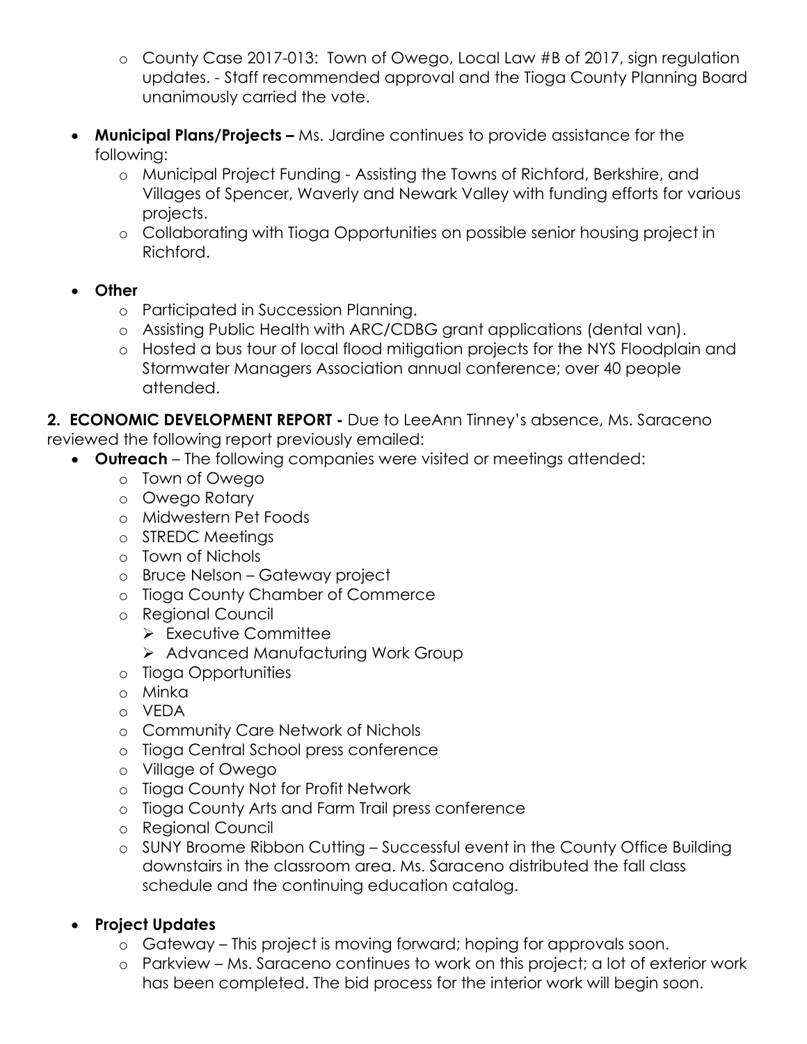- County Case 2017-013: Town of Owego, Local Law #B of 2017, sign regulation updates. - Staff recommended approval and the Tioga County Planning Board unanimously carried the vote.

- **Municipal Plans/Projects –** Ms. Jardine continues to provide assistance for the following:
  - Municipal Project Funding - Assisting the Towns of Richford, Berkshire, and Villages of Spencer, Waverly and Newark Valley with funding efforts for various projects.
  - Collaborating with Tioga Opportunities on possible senior housing project in Richford.

- **Other**
  - Participated in Succession Planning.
  - Assisting Public Health with ARC/CDBG grant applications (dental van).
  - Hosted a bus tour of local flood mitigation projects for the NYS Floodplain and Stormwater Managers Association annual conference; over 40 people attended.

**2. ECONOMIC DEVELOPMENT REPORT -** Due to LeeAnn Tinney's absence, Ms. Saraceno reviewed the following report previously emailed:

- **Outreach** – The following companies were visited or meetings attended:
  - Town of Owego
  - Owego Rotary
  - Midwestern Pet Foods
  - STREDC Meetings
  - Town of Nichols
  - Bruce Nelson – Gateway project
  - Tioga County Chamber of Commerce
  - Regional Council
    - Executive Committee
    - Advanced Manufacturing Work Group
  - Tioga Opportunities
  - Minka
  - VEDA
  - Community Care Network of Nichols
  - Tioga Central School press conference
  - Village of Owego
  - Tioga County Not for Profit Network
  - Tioga County Arts and Farm Trail press conference
  - Regional Council
  - SUNY Broome Ribbon Cutting – Successful event in the County Office Building downstairs in the classroom area. Ms. Saraceno distributed the fall class schedule and the continuing education catalog.

- **Project Updates**
  - Gateway – This project is moving forward; hoping for approvals soon.
  - Parkview – Ms. Saraceno continues to work on this project; a lot of exterior work has been completed. The bid process for the interior work will begin soon.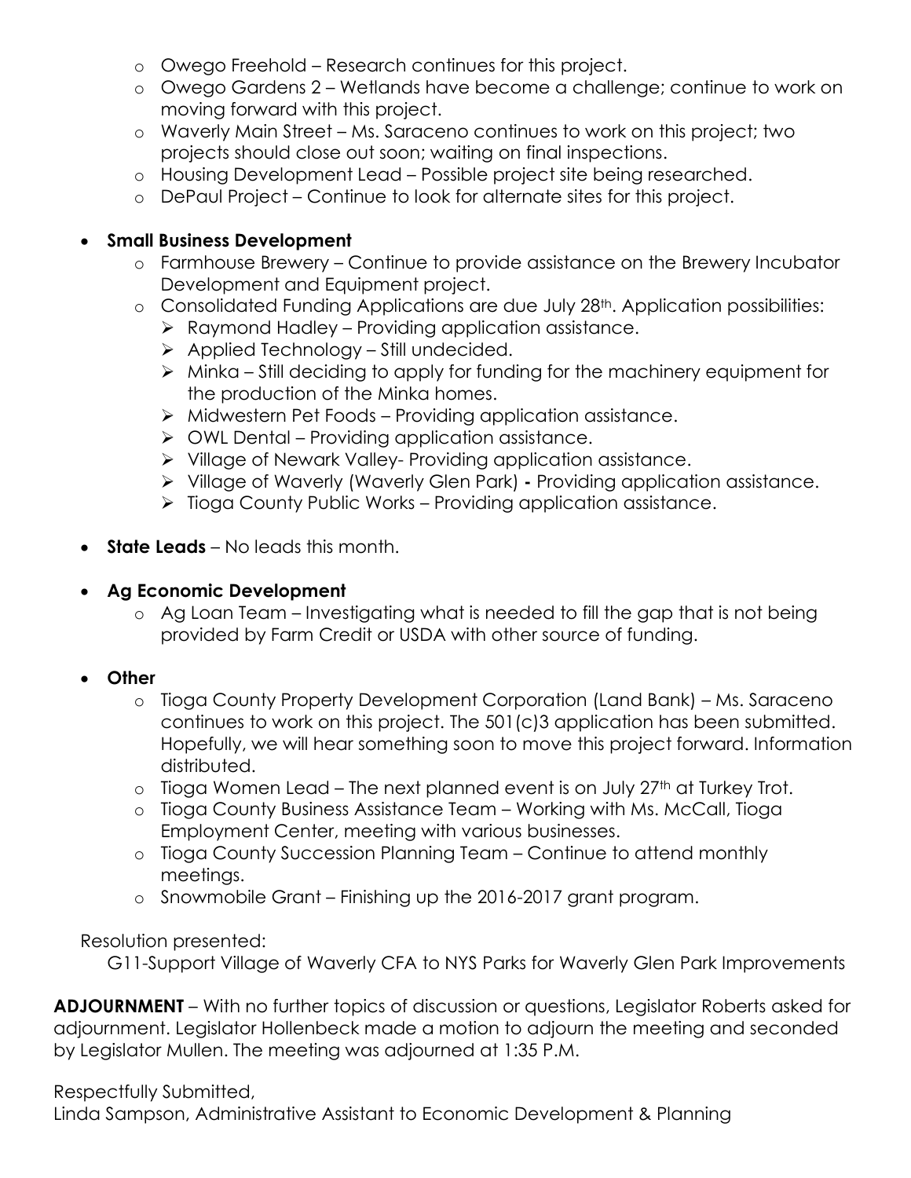- Owego Freehold – Research continues for this project.
  - Owego Gardens 2 – Wetlands have become a challenge; continue to work on moving forward with this project.
  - Waverly Main Street – Ms. Saraceno continues to work on this project; two projects should close out soon; waiting on final inspections.
  - Housing Development Lead – Possible project site being researched.
  - DePaul Project – Continue to look for alternate sites for this project.

- **Small Business Development**
  - Farmhouse Brewery – Continue to provide assistance on the Brewery Incubator Development and Equipment project.
  - Consolidated Funding Applications are due July 28th. Application possibilities:
    - Raymond Hadley – Providing application assistance.
    - Applied Technology – Still undecided.
    - Minka – Still deciding to apply for funding for the machinery equipment for the production of the Minka homes.
    - Midwestern Pet Foods – Providing application assistance.
    - OWL Dental – Providing application assistance.
    - Village of Newark Valley- Providing application assistance.
    - Village of Waverly (Waverly Glen Park) **-** Providing application assistance.
    - Tioga County Public Works – Providing application assistance.

- **State Leads** – No leads this month.

- **Ag Economic Development**
  - Ag Loan Team – Investigating what is needed to fill the gap that is not being provided by Farm Credit or USDA with other source of funding.

- **Other**
  - Tioga County Property Development Corporation (Land Bank) – Ms. Saraceno continues to work on this project. The 501(c)3 application has been submitted. Hopefully, we will hear something soon to move this project forward. Information distributed.
  - Tioga Women Lead – The next planned event is on July 27th at Turkey Trot.
  - Tioga County Business Assistance Team – Working with Ms. McCall, Tioga Employment Center, meeting with various businesses.
  - Tioga County Succession Planning Team – Continue to attend monthly meetings.
  - Snowmobile Grant – Finishing up the 2016-2017 grant program.

Resolution presented:

G11-Support Village of Waverly CFA to NYS Parks for Waverly Glen Park Improvements

**ADJOURNMENT** – With no further topics of discussion or questions, Legislator Roberts asked for adjournment. Legislator Hollenbeck made a motion to adjourn the meeting and seconded by Legislator Mullen. The meeting was adjourned at 1:35 P.M.

Respectfully Submitted,
Linda Sampson, Administrative Assistant to Economic Development & Planning